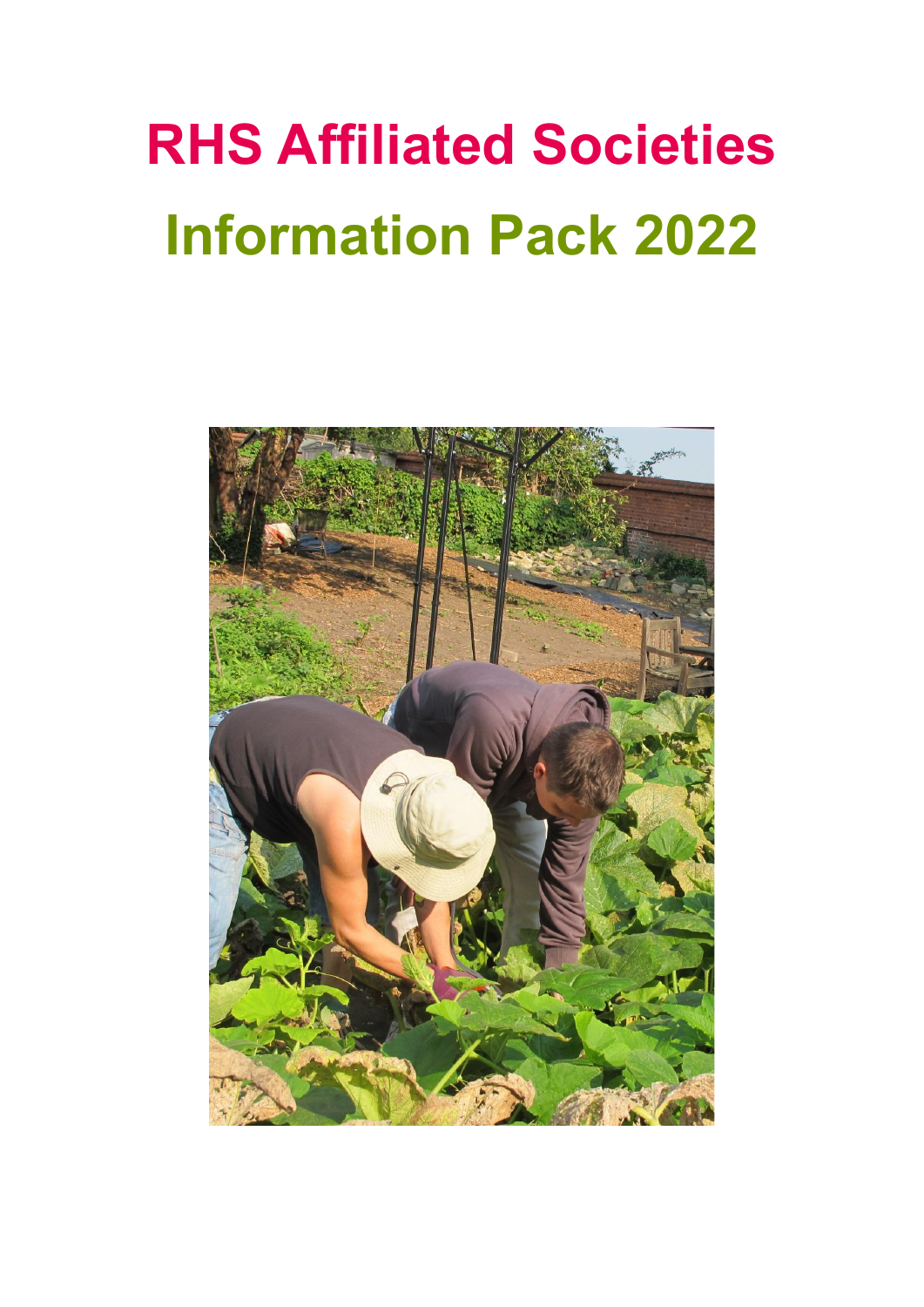# RHS Affiliated Societies

# Information Pack 2022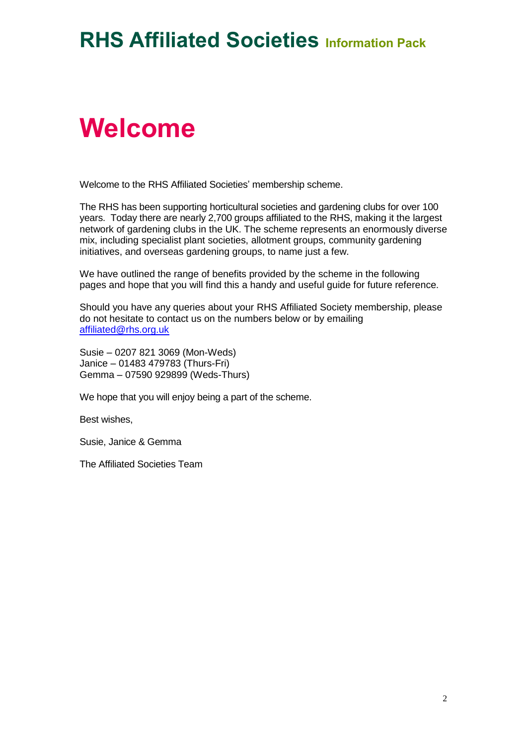# Welcome

Welcome to the RHS Affiliated Societies' membership scheme.

The RHS has been supporting horticultural societies and gardening clubs for over 100 years. Today there are nearly 2,700 groups affiliated to the RHS, making it the largest network of gardening clubs in the UK. The scheme represents an enormously diverse mix, including specialist plant societies, allotment groups, community gardening initiatives, and overseas gardening groups, to name just a few.

We have outlined the range of benefits provided by the scheme in the following pages and hope that you will find this a handy and useful guide for future reference.

Should you have any queries about your RHS Affiliated Society membership, please do not hesitate to contact us on the numbers below or by emailing affiliated@rhs.org.uk

Susie – 0207 821 3069 (Mon-Weds)
Janice – 01483 479783 (Thurs-Fri)
Gemma – 07590 929899 (Weds-Thurs)

We hope that you will enjoy being a part of the scheme.

Best wishes,

Susie, Janice & Gemma

The Affiliated Societies Team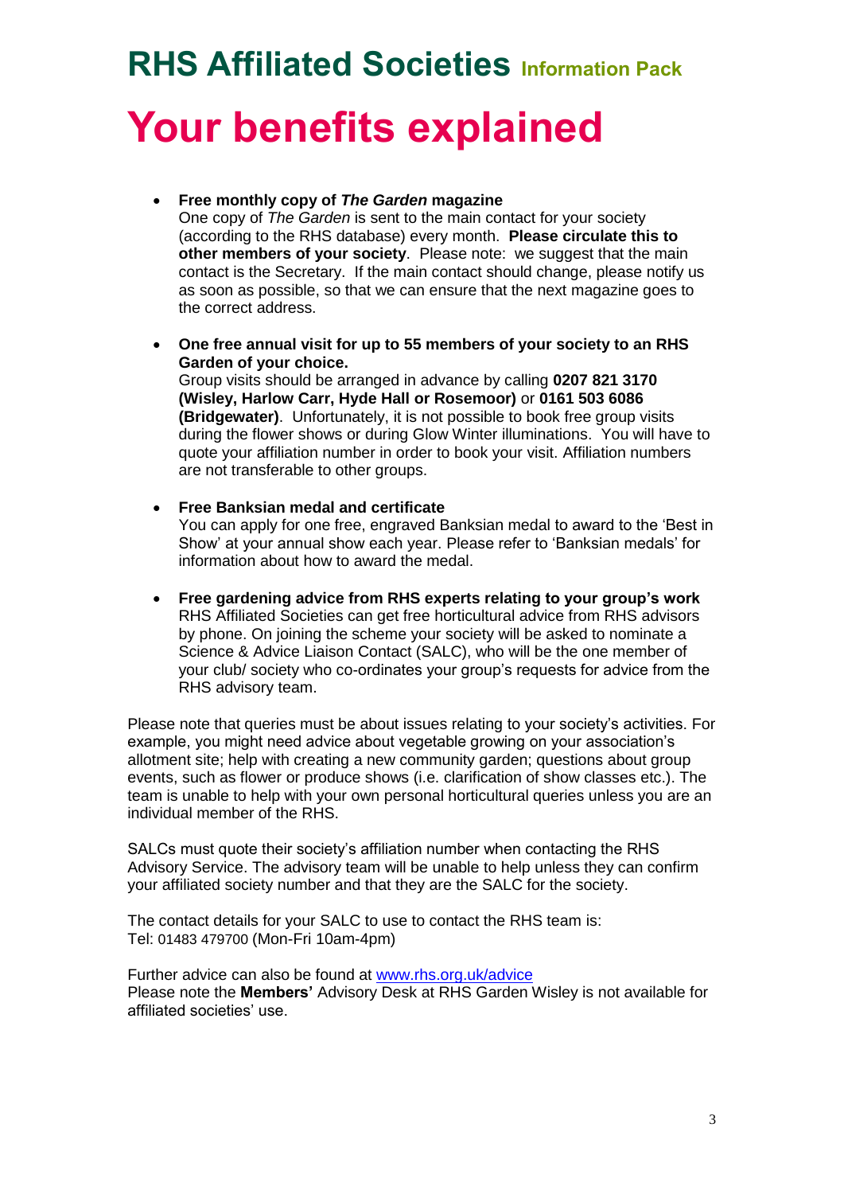# RHS Affiliated Societies Information Pack

# Your benefits explained

- **Free monthly copy of *The Garden* magazine**
  One copy of *The Garden* is sent to the main contact for your society (according to the RHS database) every month. **Please circulate this to other members of your society**. Please note: we suggest that the main contact is the Secretary. If the main contact should change, please notify us as soon as possible, so that we can ensure that the next magazine goes to the correct address.

- **One free annual visit for up to 55 members of your society to an RHS Garden of your choice.**
  Group visits should be arranged in advance by calling **0207 821 3170 (Wisley, Harlow Carr, Hyde Hall or Rosemoor)** or **0161 503 6086 (Bridgewater)**. Unfortunately, it is not possible to book free group visits during the flower shows or during Glow Winter illuminations. You will have to quote your affiliation number in order to book your visit. Affiliation numbers are not transferable to other groups.

- **Free Banksian medal and certificate**
  You can apply for one free, engraved Banksian medal to award to the 'Best in Show' at your annual show each year. Please refer to 'Banksian medals' for information about how to award the medal.

- **Free gardening advice from RHS experts relating to your group's work**
  RHS Affiliated Societies can get free horticultural advice from RHS advisors by phone. On joining the scheme your society will be asked to nominate a Science & Advice Liaison Contact (SALC), who will be the one member of your club/ society who co-ordinates your group's requests for advice from the RHS advisory team.

Please note that queries must be about issues relating to your society's activities. For example, you might need advice about vegetable growing on your association's allotment site; help with creating a new community garden; questions about group events, such as flower or produce shows (i.e. clarification of show classes etc.). The team is unable to help with your own personal horticultural queries unless you are an individual member of the RHS.

SALCs must quote their society's affiliation number when contacting the RHS Advisory Service. The advisory team will be unable to help unless they can confirm your affiliated society number and that they are the SALC for the society.

The contact details for your SALC to use to contact the RHS team is:
Tel: 01483 479700 (Mon-Fri 10am-4pm)

Further advice can also be found at www.rhs.org.uk/advice
Please note the **Members'** Advisory Desk at RHS Garden Wisley is not available for affiliated societies' use.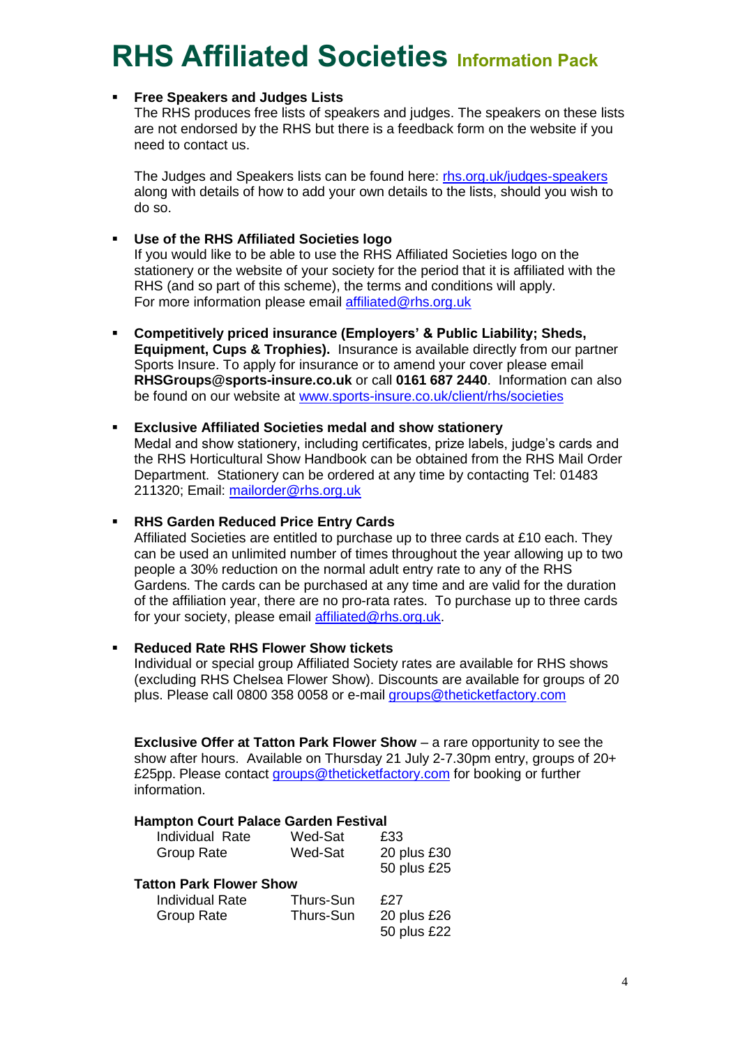# RHS Affiliated Societies Information Pack

- **Free Speakers and Judges Lists**
  The RHS produces free lists of speakers and judges. The speakers on these lists are not endorsed by the RHS but there is a feedback form on the website if you need to contact us.

  The Judges and Speakers lists can be found here: rhs.org.uk/judges-speakers along with details of how to add your own details to the lists, should you wish to do so.

- **Use of the RHS Affiliated Societies logo**
  If you would like to be able to use the RHS Affiliated Societies logo on the stationery or the website of your society for the period that it is affiliated with the RHS (and so part of this scheme), the terms and conditions will apply.
  For more information please email affiliated@rhs.org.uk

- **Competitively priced insurance (Employers' & Public Liability; Sheds, Equipment, Cups & Trophies).** Insurance is available directly from our partner Sports Insure. To apply for insurance or to amend your cover please email **RHSGroups@sports-insure.co.uk** or call **0161 687 2440**. Information can also be found on our website at www.sports-insure.co.uk/client/rhs/societies

- **Exclusive Affiliated Societies medal and show stationery**
  Medal and show stationery, including certificates, prize labels, judge's cards and the RHS Horticultural Show Handbook can be obtained from the RHS Mail Order Department. Stationery can be ordered at any time by contacting Tel: 01483 211320; Email: mailorder@rhs.org.uk

- **RHS Garden Reduced Price Entry Cards**
  Affiliated Societies are entitled to purchase up to three cards at £10 each. They can be used an unlimited number of times throughout the year allowing up to two people a 30% reduction on the normal adult entry rate to any of the RHS Gardens. The cards can be purchased at any time and are valid for the duration of the affiliation year, there are no pro-rata rates. To purchase up to three cards for your society, please email affiliated@rhs.org.uk.

- **Reduced Rate RHS Flower Show tickets**
  Individual or special group Affiliated Society rates are available for RHS shows (excluding RHS Chelsea Flower Show). Discounts are available for groups of 20 plus. Please call 0800 358 0058 or e-mail groups@theticketfactory.com

  **Exclusive Offer at Tatton Park Flower Show** – a rare opportunity to see the show after hours. Available on Thursday 21 July 2-7.30pm entry, groups of 20+ £25pp. Please contact groups@theticketfactory.com for booking or further information.

**Hampton Court Palace Garden Festival**

| | | |
|---|---|---|
| Individual Rate | Wed-Sat | £33 |
| Group Rate | Wed-Sat | 20 plus £30 |
| | | 50 plus £25 |

**Tatton Park Flower Show**

| | | |
|---|---|---|
| Individual Rate | Thurs-Sun | £27 |
| Group Rate | Thurs-Sun | 20 plus £26 |
| | | 50 plus £22 |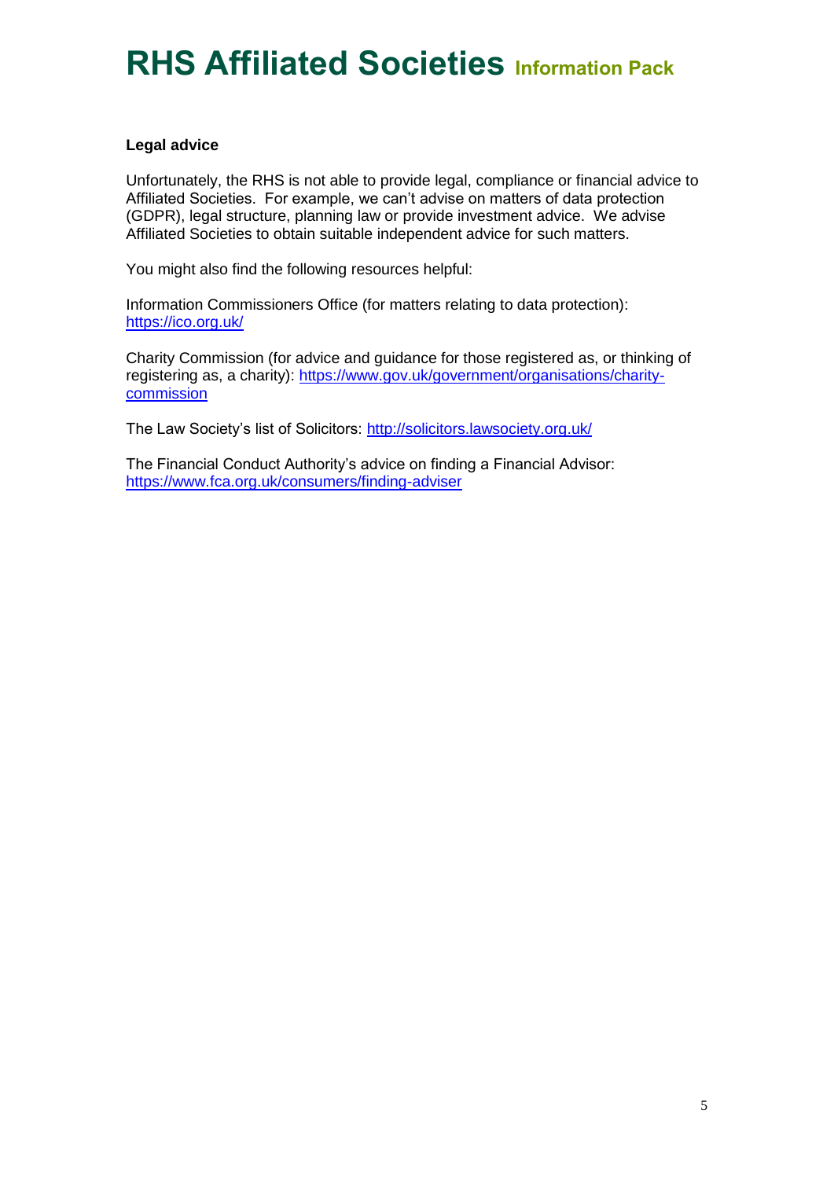**Legal advice**

Unfortunately, the RHS is not able to provide legal, compliance or financial advice to Affiliated Societies. For example, we can't advise on matters of data protection (GDPR), legal structure, planning law or provide investment advice. We advise Affiliated Societies to obtain suitable independent advice for such matters.

You might also find the following resources helpful:

Information Commissioners Office (for matters relating to data protection): [https://ico.org.uk/](https://ico.org.uk/)

Charity Commission (for advice and guidance for those registered as, or thinking of registering as, a charity): [https://www.gov.uk/government/organisations/charity-commission](https://www.gov.uk/government/organisations/charity-commission)

The Law Society's list of Solicitors: [http://solicitors.lawsociety.org.uk/](http://solicitors.lawsociety.org.uk/)

The Financial Conduct Authority's advice on finding a Financial Advisor: [https://www.fca.org.uk/consumers/finding-adviser](https://www.fca.org.uk/consumers/finding-adviser)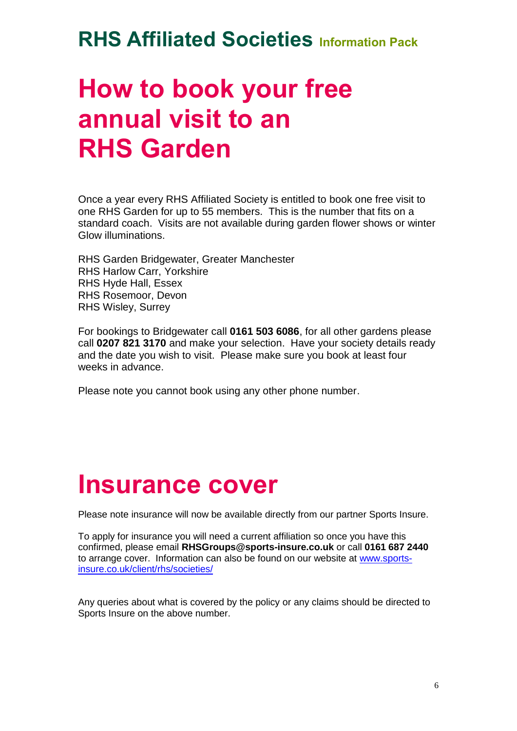# How to book your free annual visit to an RHS Garden

Once a year every RHS Affiliated Society is entitled to book one free visit to one RHS Garden for up to 55 members. This is the number that fits on a standard coach. Visits are not available during garden flower shows or winter Glow illuminations.

RHS Garden Bridgewater, Greater Manchester
RHS Harlow Carr, Yorkshire
RHS Hyde Hall, Essex
RHS Rosemoor, Devon
RHS Wisley, Surrey

For bookings to Bridgewater call **0161 503 6086**, for all other gardens please call **0207 821 3170** and make your selection. Have your society details ready and the date you wish to visit. Please make sure you book at least four weeks in advance.

Please note you cannot book using any other phone number.

# Insurance cover

Please note insurance will now be available directly from our partner Sports Insure.

To apply for insurance you will need a current affiliation so once you have this confirmed, please email **RHSGroups@sports-insure.co.uk** or call **0161 687 2440** to arrange cover. Information can also be found on our website at [www.sports-insure.co.uk/client/rhs/societies/](www.sports-insure.co.uk/client/rhs/societies/)

Any queries about what is covered by the policy or any claims should be directed to Sports Insure on the above number.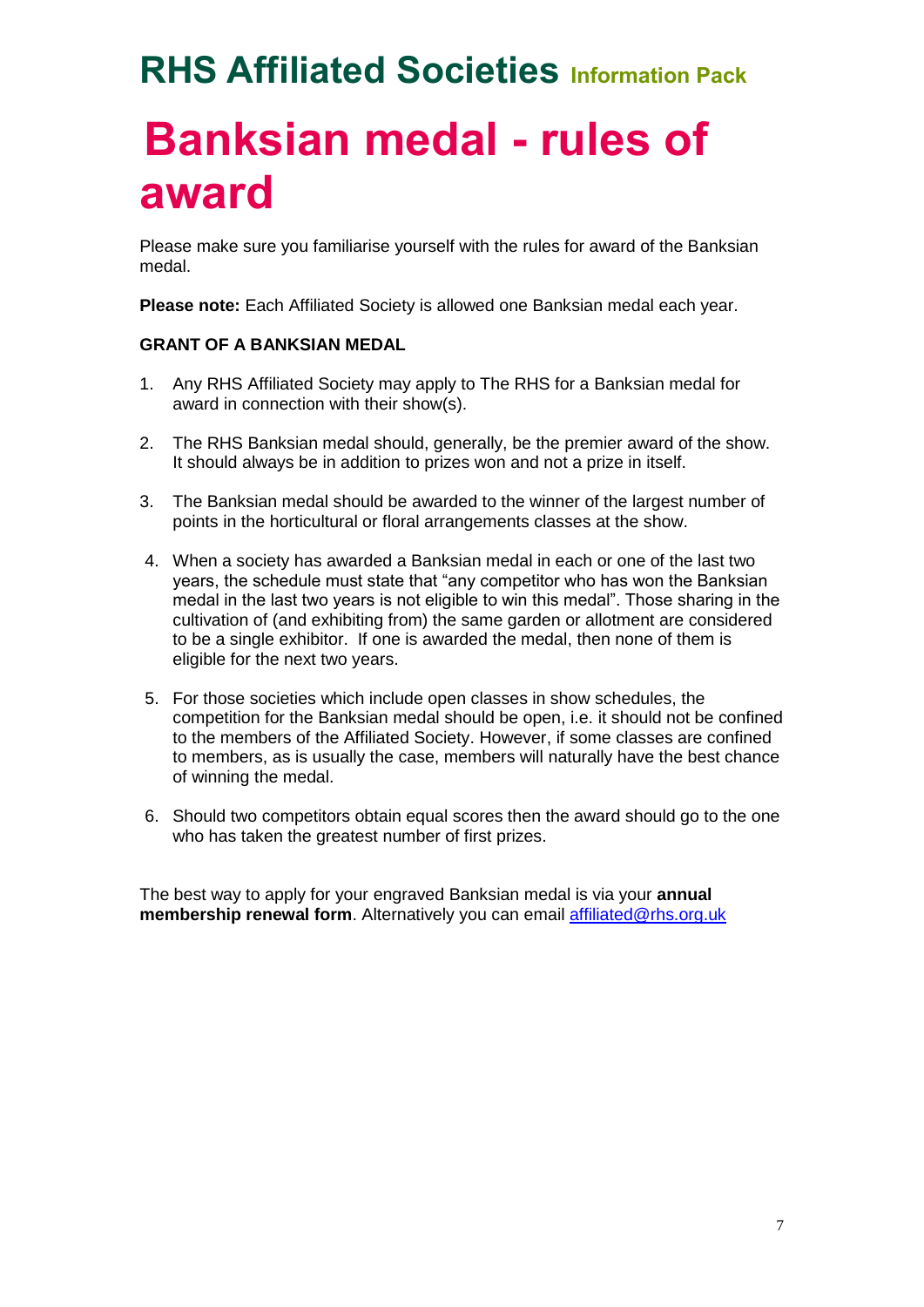# RHS Affiliated Societies Information Pack

# Banksian medal - rules of award

Please make sure you familiarise yourself with the rules for award of the Banksian medal.

**Please note:** Each Affiliated Society is allowed one Banksian medal each year.

**GRANT OF A BANKSIAN MEDAL**

1. Any RHS Affiliated Society may apply to The RHS for a Banksian medal for award in connection with their show(s).

2. The RHS Banksian medal should, generally, be the premier award of the show. It should always be in addition to prizes won and not a prize in itself.

3. The Banksian medal should be awarded to the winner of the largest number of points in the horticultural or floral arrangements classes at the show.

4. When a society has awarded a Banksian medal in each or one of the last two years, the schedule must state that "any competitor who has won the Banksian medal in the last two years is not eligible to win this medal". Those sharing in the cultivation of (and exhibiting from) the same garden or allotment are considered to be a single exhibitor. If one is awarded the medal, then none of them is eligible for the next two years.

5. For those societies which include open classes in show schedules, the competition for the Banksian medal should be open, i.e. it should not be confined to the members of the Affiliated Society. However, if some classes are confined to members, as is usually the case, members will naturally have the best chance of winning the medal.

6. Should two competitors obtain equal scores then the award should go to the one who has taken the greatest number of first prizes.

The best way to apply for your engraved Banksian medal is via your **annual membership renewal form**. Alternatively you can email affiliated@rhs.org.uk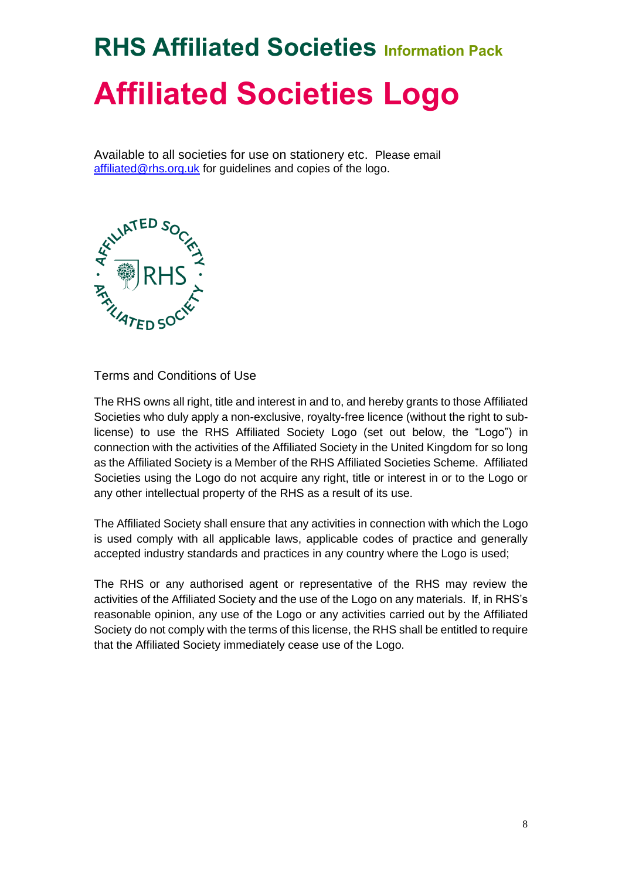# RHS Affiliated Societies Information Pack

# Affiliated Societies Logo

Available to all societies for use on stationery etc. Please email affiliated@rhs.org.uk for guidelines and copies of the logo.

Terms and Conditions of Use

The RHS owns all right, title and interest in and to, and hereby grants to those Affiliated Societies who duly apply a non-exclusive, royalty-free licence (without the right to sub-license) to use the RHS Affiliated Society Logo (set out below, the "Logo") in connection with the activities of the Affiliated Society in the United Kingdom for so long as the Affiliated Society is a Member of the RHS Affiliated Societies Scheme. Affiliated Societies using the Logo do not acquire any right, title or interest in or to the Logo or any other intellectual property of the RHS as a result of its use.

The Affiliated Society shall ensure that any activities in connection with which the Logo is used comply with all applicable laws, applicable codes of practice and generally accepted industry standards and practices in any country where the Logo is used;

The RHS or any authorised agent or representative of the RHS may review the activities of the Affiliated Society and the use of the Logo on any materials. If, in RHS's reasonable opinion, any use of the Logo or any activities carried out by the Affiliated Society do not comply with the terms of this license, the RHS shall be entitled to require that the Affiliated Society immediately cease use of the Logo.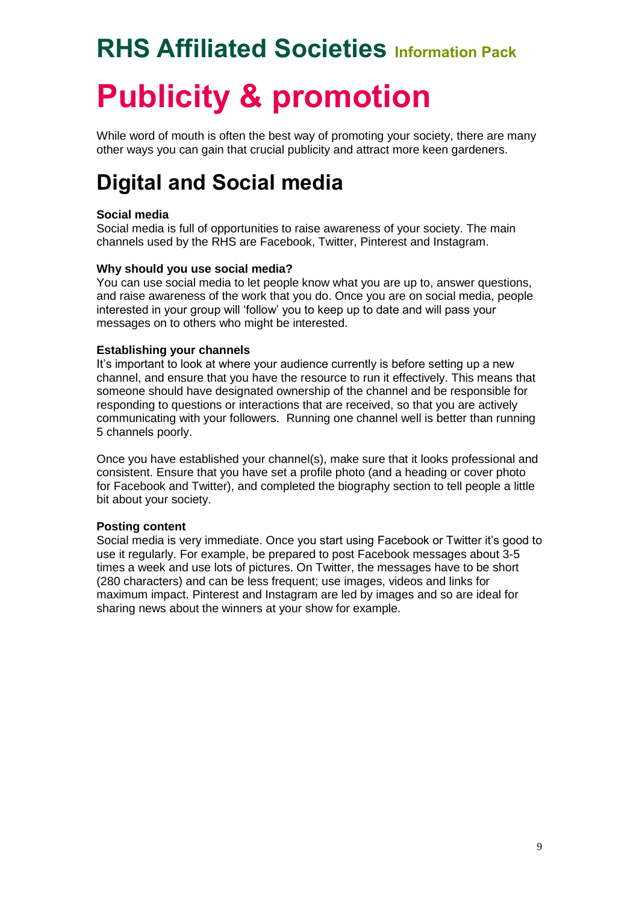# RHS Affiliated Societies Information Pack

# Publicity & promotion

While word of mouth is often the best way of promoting your society, there are many other ways you can gain that crucial publicity and attract more keen gardeners.

## Digital and Social media

**Social media**
Social media is full of opportunities to raise awareness of your society. The main channels used by the RHS are Facebook, Twitter, Pinterest and Instagram.

**Why should you use social media?**
You can use social media to let people know what you are up to, answer questions, and raise awareness of the work that you do. Once you are on social media, people interested in your group will 'follow' you to keep up to date and will pass your messages on to others who might be interested.

**Establishing your channels**
It's important to look at where your audience currently is before setting up a new channel, and ensure that you have the resource to run it effectively. This means that someone should have designated ownership of the channel and be responsible for responding to questions or interactions that are received, so that you are actively communicating with your followers. Running one channel well is better than running 5 channels poorly.

Once you have established your channel(s), make sure that it looks professional and consistent. Ensure that you have set a profile photo (and a heading or cover photo for Facebook and Twitter), and completed the biography section to tell people a little bit about your society.

**Posting content**
Social media is very immediate. Once you start using Facebook or Twitter it's good to use it regularly. For example, be prepared to post Facebook messages about 3-5 times a week and use lots of pictures. On Twitter, the messages have to be short (280 characters) and can be less frequent; use images, videos and links for maximum impact. Pinterest and Instagram are led by images and so are ideal for sharing news about the winners at your show for example.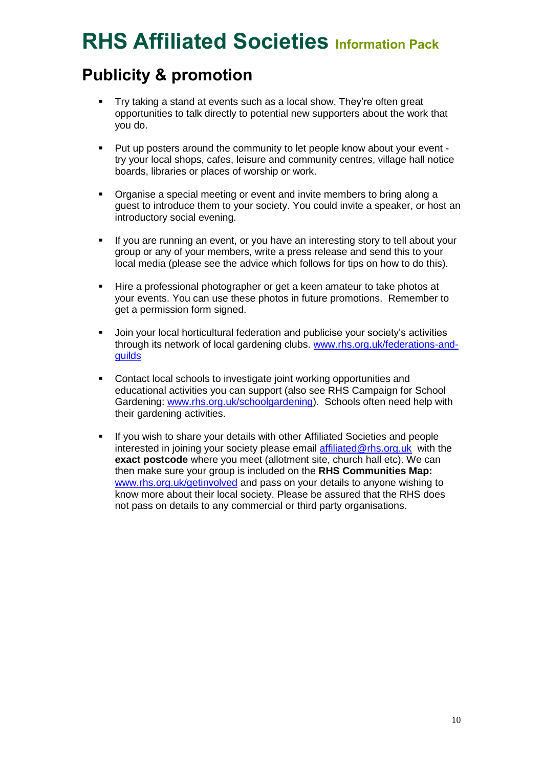# RHS Affiliated Societies Information Pack

## Publicity & promotion

- Try taking a stand at events such as a local show. They're often great opportunities to talk directly to potential new supporters about the work that you do.

- Put up posters around the community to let people know about your event - try your local shops, cafes, leisure and community centres, village hall notice boards, libraries or places of worship or work.

- Organise a special meeting or event and invite members to bring along a guest to introduce them to your society. You could invite a speaker, or host an introductory social evening.

- If you are running an event, or you have an interesting story to tell about your group or any of your members, write a press release and send this to your local media (please see the advice which follows for tips on how to do this).

- Hire a professional photographer or get a keen amateur to take photos at your events. You can use these photos in future promotions. Remember to get a permission form signed.

- Join your local horticultural federation and publicise your society's activities through its network of local gardening clubs. www.rhs.org.uk/federations-and-guilds

- Contact local schools to investigate joint working opportunities and educational activities you can support (also see RHS Campaign for School Gardening: www.rhs.org.uk/schoolgardening). Schools often need help with their gardening activities.

- If you wish to share your details with other Affiliated Societies and people interested in joining your society please email affiliated@rhs.org.uk with the **exact postcode** where you meet (allotment site, church hall etc). We can then make sure your group is included on the **RHS Communities Map:** www.rhs.org.uk/getinvolved and pass on your details to anyone wishing to know more about their local society. Please be assured that the RHS does not pass on details to any commercial or third party organisations.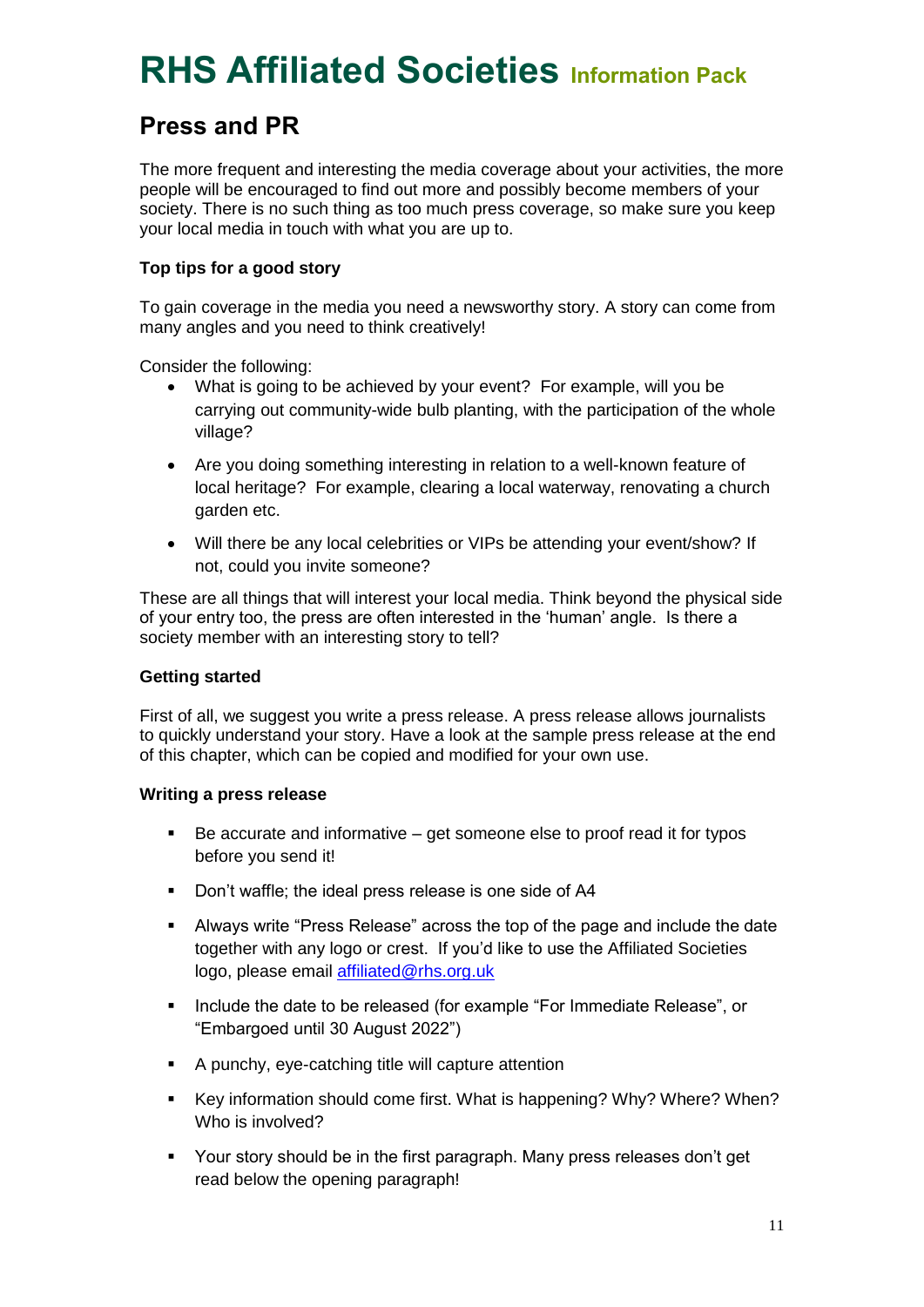# RHS Affiliated Societies Information Pack

## Press and PR

The more frequent and interesting the media coverage about your activities, the more people will be encouraged to find out more and possibly become members of your society. There is no such thing as too much press coverage, so make sure you keep your local media in touch with what you are up to.

**Top tips for a good story**

To gain coverage in the media you need a newsworthy story. A story can come from many angles and you need to think creatively!

Consider the following:

- What is going to be achieved by your event? For example, will you be carrying out community-wide bulb planting, with the participation of the whole village?
- Are you doing something interesting in relation to a well-known feature of local heritage? For example, clearing a local waterway, renovating a church garden etc.
- Will there be any local celebrities or VIPs be attending your event/show? If not, could you invite someone?

These are all things that will interest your local media. Think beyond the physical side of your entry too, the press are often interested in the 'human' angle. Is there a society member with an interesting story to tell?

**Getting started**

First of all, we suggest you write a press release. A press release allows journalists to quickly understand your story. Have a look at the sample press release at the end of this chapter, which can be copied and modified for your own use.

**Writing a press release**

- Be accurate and informative – get someone else to proof read it for typos before you send it!
- Don't waffle; the ideal press release is one side of A4
- Always write "Press Release" across the top of the page and include the date together with any logo or crest. If you'd like to use the Affiliated Societies logo, please email affiliated@rhs.org.uk
- Include the date to be released (for example "For Immediate Release", or "Embargoed until 30 August 2022")
- A punchy, eye-catching title will capture attention
- Key information should come first. What is happening? Why? Where? When? Who is involved?
- Your story should be in the first paragraph. Many press releases don't get read below the opening paragraph!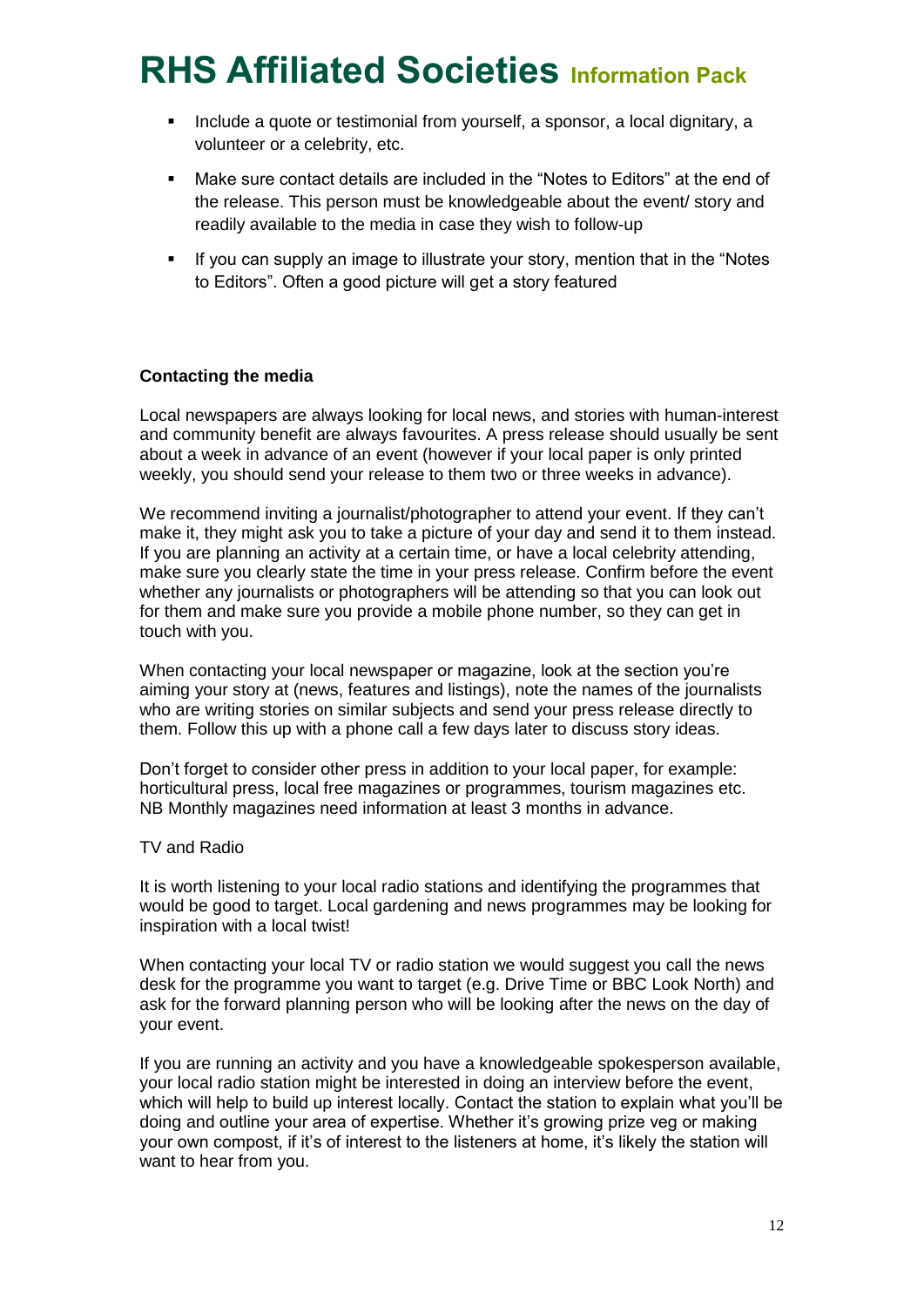- Include a quote or testimonial from yourself, a sponsor, a local dignitary, a volunteer or a celebrity, etc.
- Make sure contact details are included in the "Notes to Editors" at the end of the release. This person must be knowledgeable about the event/ story and readily available to the media in case they wish to follow-up
- If you can supply an image to illustrate your story, mention that in the "Notes to Editors". Often a good picture will get a story featured

**Contacting the media**

Local newspapers are always looking for local news, and stories with human-interest and community benefit are always favourites. A press release should usually be sent about a week in advance of an event (however if your local paper is only printed weekly, you should send your release to them two or three weeks in advance).

We recommend inviting a journalist/photographer to attend your event. If they can't make it, they might ask you to take a picture of your day and send it to them instead. If you are planning an activity at a certain time, or have a local celebrity attending, make sure you clearly state the time in your press release. Confirm before the event whether any journalists or photographers will be attending so that you can look out for them and make sure you provide a mobile phone number, so they can get in touch with you.

When contacting your local newspaper or magazine, look at the section you're aiming your story at (news, features and listings), note the names of the journalists who are writing stories on similar subjects and send your press release directly to them. Follow this up with a phone call a few days later to discuss story ideas.

Don't forget to consider other press in addition to your local paper, for example: horticultural press, local free magazines or programmes, tourism magazines etc. NB Monthly magazines need information at least 3 months in advance.

TV and Radio

It is worth listening to your local radio stations and identifying the programmes that would be good to target. Local gardening and news programmes may be looking for inspiration with a local twist!

When contacting your local TV or radio station we would suggest you call the news desk for the programme you want to target (e.g. Drive Time or BBC Look North) and ask for the forward planning person who will be looking after the news on the day of your event.

If you are running an activity and you have a knowledgeable spokesperson available, your local radio station might be interested in doing an interview before the event, which will help to build up interest locally. Contact the station to explain what you'll be doing and outline your area of expertise. Whether it's growing prize veg or making your own compost, if it's of interest to the listeners at home, it's likely the station will want to hear from you.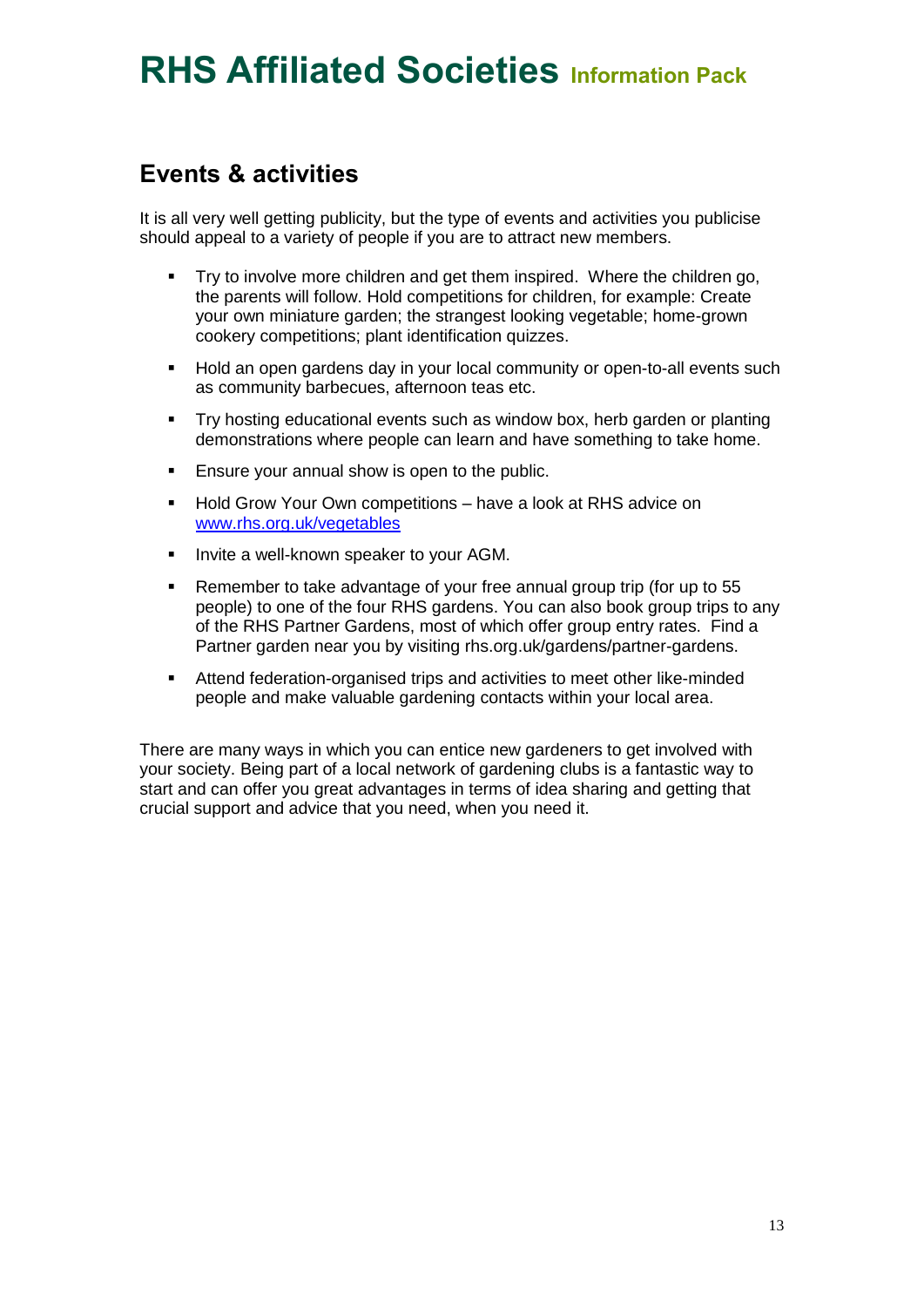## Events & activities

It is all very well getting publicity, but the type of events and activities you publicise should appeal to a variety of people if you are to attract new members.

- Try to involve more children and get them inspired. Where the children go, the parents will follow. Hold competitions for children, for example: Create your own miniature garden; the strangest looking vegetable; home-grown cookery competitions; plant identification quizzes.
- Hold an open gardens day in your local community or open-to-all events such as community barbecues, afternoon teas etc.
- Try hosting educational events such as window box, herb garden or planting demonstrations where people can learn and have something to take home.
- Ensure your annual show is open to the public.
- Hold Grow Your Own competitions – have a look at RHS advice on [www.rhs.org.uk/vegetables](www.rhs.org.uk/vegetables)
- Invite a well-known speaker to your AGM.
- Remember to take advantage of your free annual group trip (for up to 55 people) to one of the four RHS gardens. You can also book group trips to any of the RHS Partner Gardens, most of which offer group entry rates. Find a Partner garden near you by visiting rhs.org.uk/gardens/partner-gardens.
- Attend federation-organised trips and activities to meet other like-minded people and make valuable gardening contacts within your local area.

There are many ways in which you can entice new gardeners to get involved with your society. Being part of a local network of gardening clubs is a fantastic way to start and can offer you great advantages in terms of idea sharing and getting that crucial support and advice that you need, when you need it.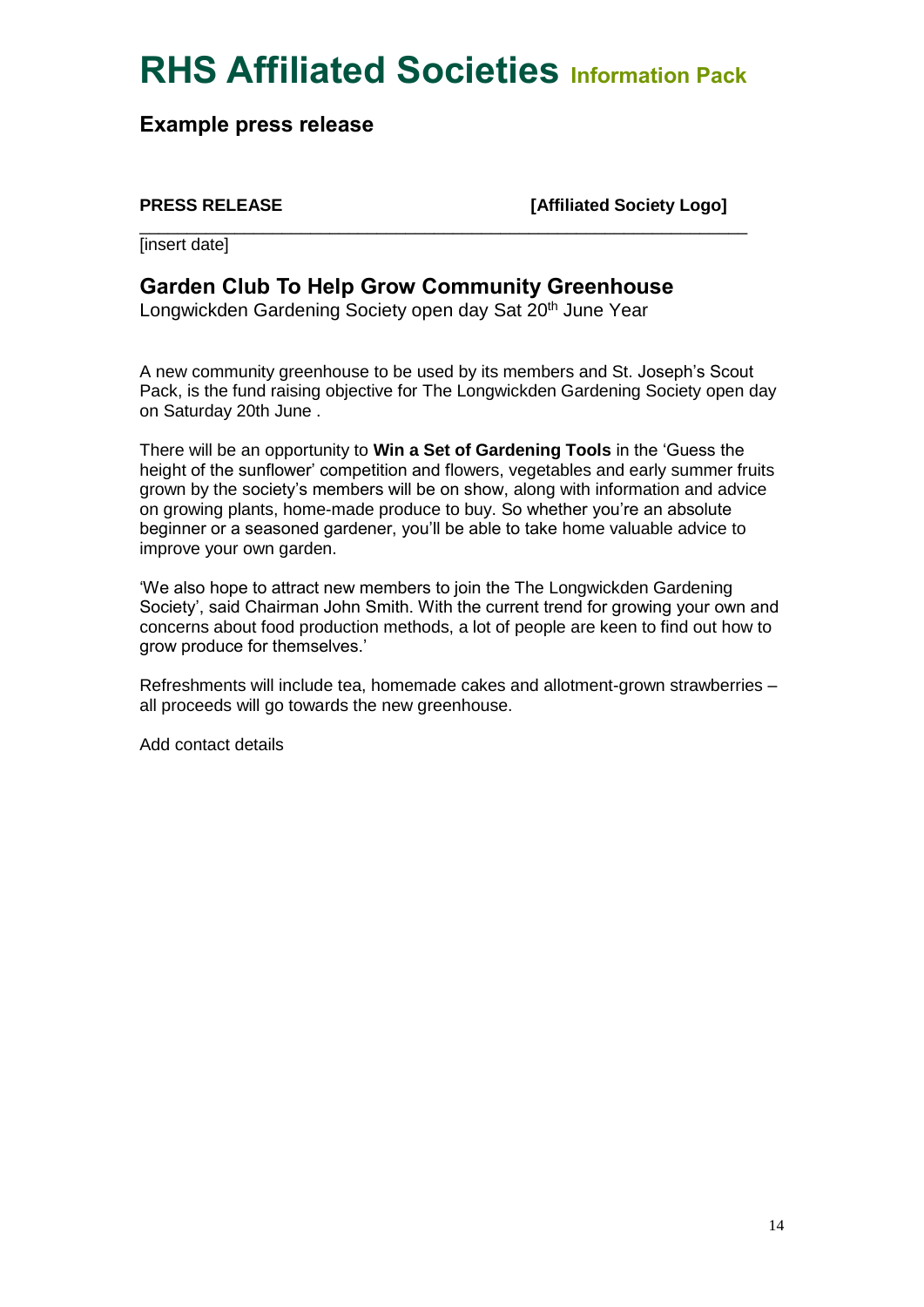# RHS Affiliated Societies Information Pack

## Example press release

**PRESS RELEASE** **[Affiliated Society Logo]**

---

[insert date]

### Garden Club To Help Grow Community Greenhouse

Longwickden Gardening Society open day Sat 20th June Year

A new community greenhouse to be used by its members and St. Joseph's Scout Pack, is the fund raising objective for The Longwickden Gardening Society open day on Saturday 20th June .

There will be an opportunity to **Win a Set of Gardening Tools** in the 'Guess the height of the sunflower' competition and flowers, vegetables and early summer fruits grown by the society's members will be on show, along with information and advice on growing plants, home-made produce to buy. So whether you're an absolute beginner or a seasoned gardener, you'll be able to take home valuable advice to improve your own garden.

'We also hope to attract new members to join the The Longwickden Gardening Society', said Chairman John Smith. With the current trend for growing your own and concerns about food production methods, a lot of people are keen to find out how to grow produce for themselves.'

Refreshments will include tea, homemade cakes and allotment-grown strawberries – all proceeds will go towards the new greenhouse.

Add contact details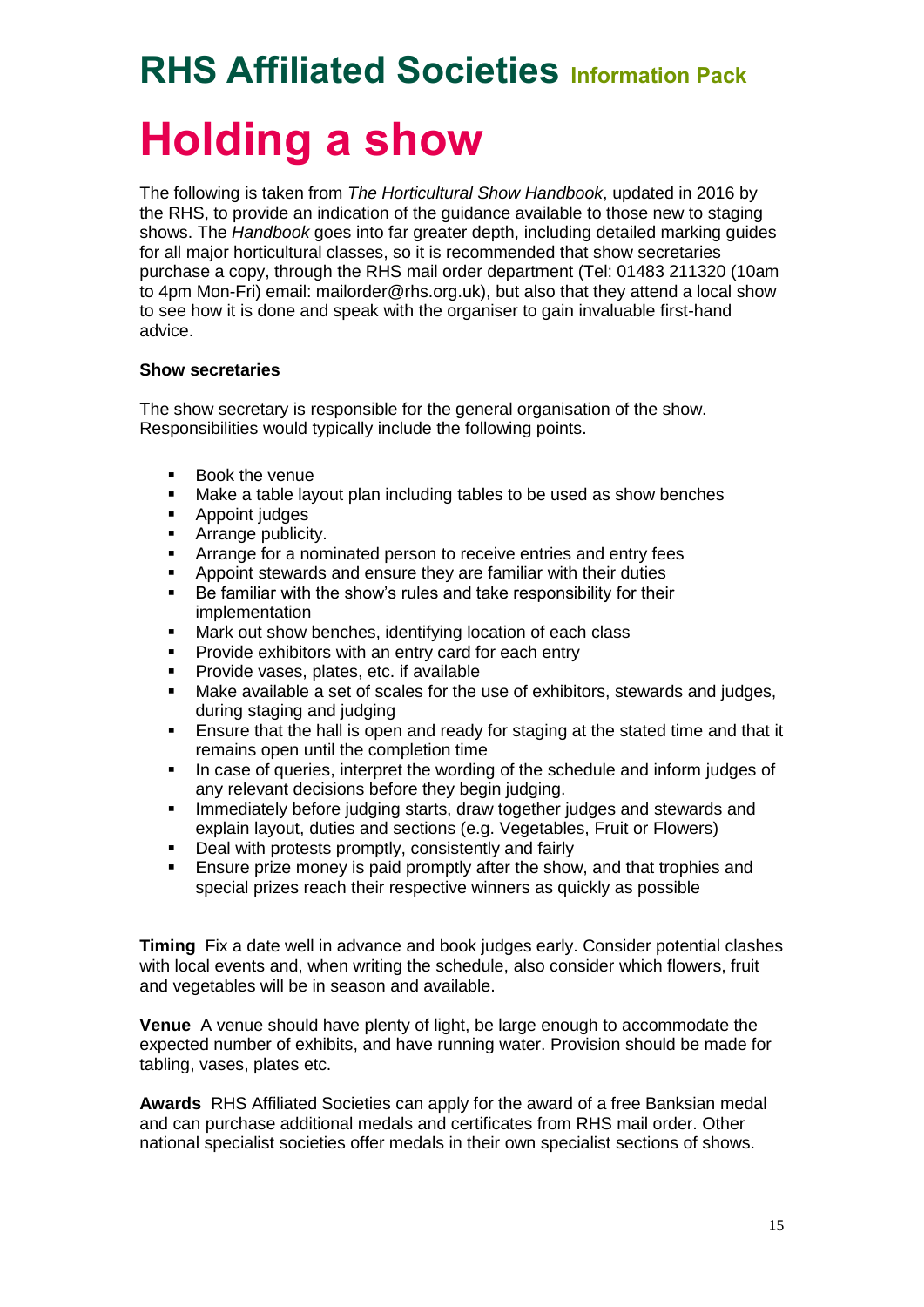# RHS Affiliated Societies Information Pack

# Holding a show

The following is taken from *The Horticultural Show Handbook*, updated in 2016 by the RHS, to provide an indication of the guidance available to those new to staging shows. The *Handbook* goes into far greater depth, including detailed marking guides for all major horticultural classes, so it is recommended that show secretaries purchase a copy, through the RHS mail order department (Tel: 01483 211320 (10am to 4pm Mon-Fri) email: mailorder@rhs.org.uk), but also that they attend a local show to see how it is done and speak with the organiser to gain invaluable first-hand advice.

**Show secretaries**

The show secretary is responsible for the general organisation of the show. Responsibilities would typically include the following points.

- Book the venue
- Make a table layout plan including tables to be used as show benches
- Appoint judges
- Arrange publicity.
- Arrange for a nominated person to receive entries and entry fees
- Appoint stewards and ensure they are familiar with their duties
- Be familiar with the show's rules and take responsibility for their implementation
- Mark out show benches, identifying location of each class
- Provide exhibitors with an entry card for each entry
- Provide vases, plates, etc. if available
- Make available a set of scales for the use of exhibitors, stewards and judges, during staging and judging
- Ensure that the hall is open and ready for staging at the stated time and that it remains open until the completion time
- In case of queries, interpret the wording of the schedule and inform judges of any relevant decisions before they begin judging.
- Immediately before judging starts, draw together judges and stewards and explain layout, duties and sections (e.g. Vegetables, Fruit or Flowers)
- Deal with protests promptly, consistently and fairly
- Ensure prize money is paid promptly after the show, and that trophies and special prizes reach their respective winners as quickly as possible

**Timing** Fix a date well in advance and book judges early. Consider potential clashes with local events and, when writing the schedule, also consider which flowers, fruit and vegetables will be in season and available.

**Venue** A venue should have plenty of light, be large enough to accommodate the expected number of exhibits, and have running water. Provision should be made for tabling, vases, plates etc.

**Awards** RHS Affiliated Societies can apply for the award of a free Banksian medal and can purchase additional medals and certificates from RHS mail order. Other national specialist societies offer medals in their own specialist sections of shows.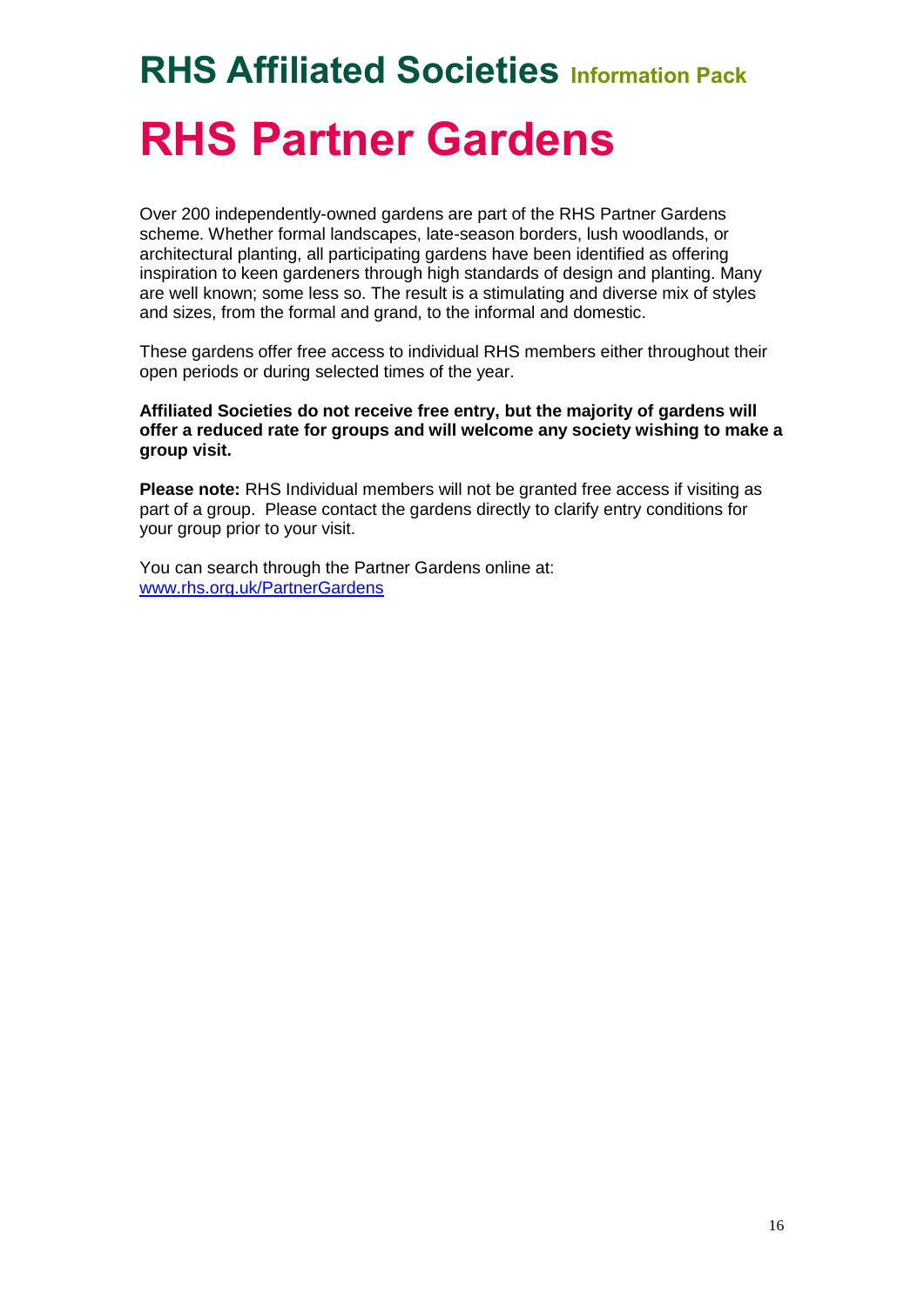# RHS Affiliated Societies Information Pack

# RHS Partner Gardens

Over 200 independently-owned gardens are part of the RHS Partner Gardens scheme. Whether formal landscapes, late-season borders, lush woodlands, or architectural planting, all participating gardens have been identified as offering inspiration to keen gardeners through high standards of design and planting. Many are well known; some less so. The result is a stimulating and diverse mix of styles and sizes, from the formal and grand, to the informal and domestic.

These gardens offer free access to individual RHS members either throughout their open periods or during selected times of the year.

**Affiliated Societies do not receive free entry, but the majority of gardens will offer a reduced rate for groups and will welcome any society wishing to make a group visit.**

**Please note:** RHS Individual members will not be granted free access if visiting as part of a group. Please contact the gardens directly to clarify entry conditions for your group prior to your visit.

You can search through the Partner Gardens online at:
www.rhs.org.uk/PartnerGardens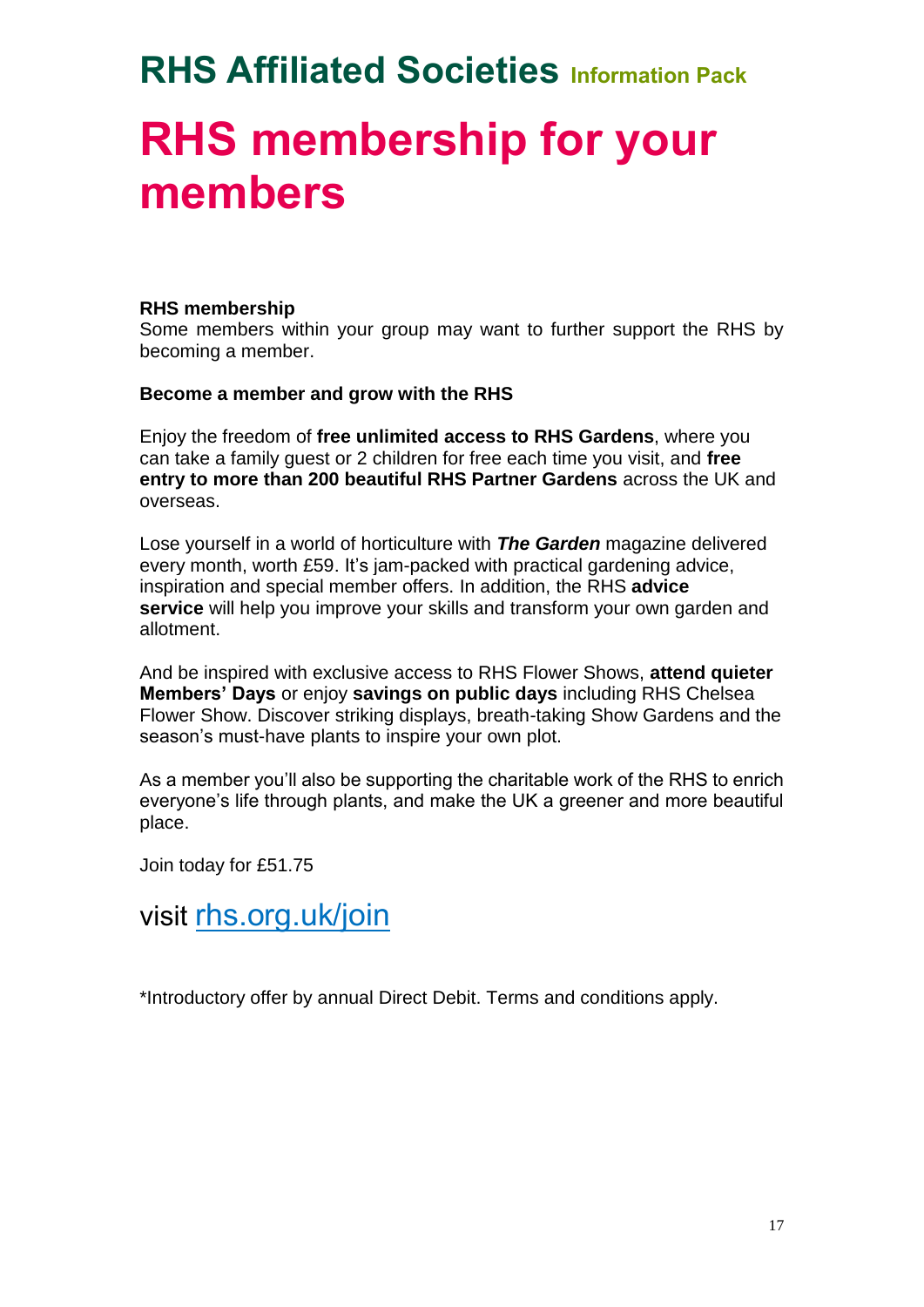# RHS membership for your members

**RHS membership**
Some members within your group may want to further support the RHS by becoming a member.

**Become a member and grow with the RHS**

Enjoy the freedom of **free unlimited access to RHS Gardens**, where you can take a family guest or 2 children for free each time you visit, and **free entry to more than 200 beautiful RHS Partner Gardens** across the UK and overseas.

Lose yourself in a world of horticulture with ***The Garden*** magazine delivered every month, worth £59. It's jam-packed with practical gardening advice, inspiration and special member offers. In addition, the RHS **advice service** will help you improve your skills and transform your own garden and allotment.

And be inspired with exclusive access to RHS Flower Shows, **attend quieter Members' Days** or enjoy **savings on public days** including RHS Chelsea Flower Show. Discover striking displays, breath-taking Show Gardens and the season's must-have plants to inspire your own plot.

As a member you'll also be supporting the charitable work of the RHS to enrich everyone's life through plants, and make the UK a greener and more beautiful place.

Join today for £51.75

visit [rhs.org.uk/join](rhs.org.uk/join)

*Introductory offer by annual Direct Debit. Terms and conditions apply.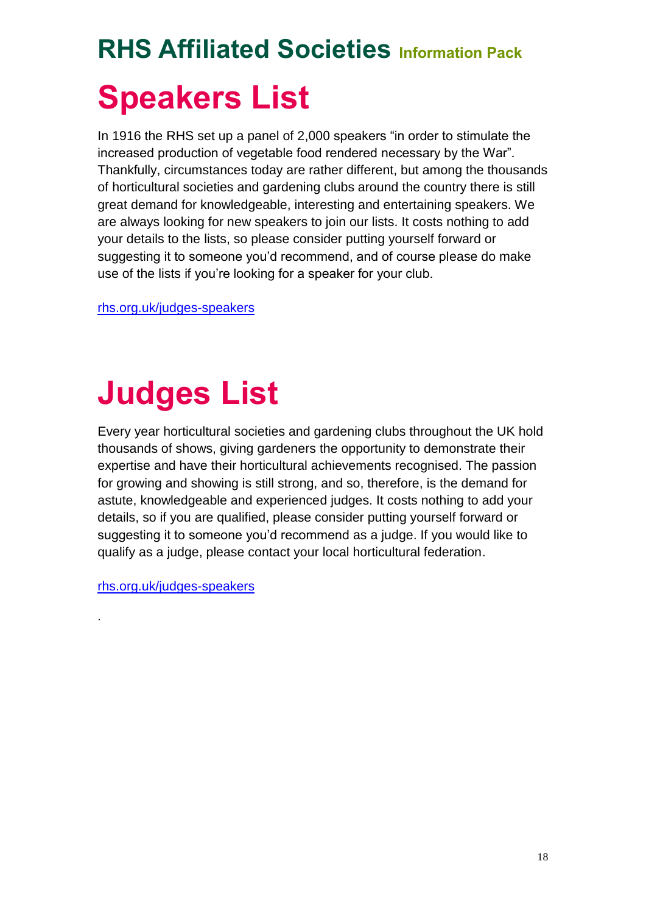**RHS Affiliated Societies** Information Pack

# Speakers List

In 1916 the RHS set up a panel of 2,000 speakers "in order to stimulate the increased production of vegetable food rendered necessary by the War". Thankfully, circumstances today are rather different, but among the thousands of horticultural societies and gardening clubs around the country there is still great demand for knowledgeable, interesting and entertaining speakers. We are always looking for new speakers to join our lists. It costs nothing to add your details to the lists, so please consider putting yourself forward or suggesting it to someone you'd recommend, and of course please do make use of the lists if you're looking for a speaker for your club.

[rhs.org.uk/judges-speakers](rhs.org.uk/judges-speakers)

# Judges List

Every year horticultural societies and gardening clubs throughout the UK hold thousands of shows, giving gardeners the opportunity to demonstrate their expertise and have their horticultural achievements recognised. The passion for growing and showing is still strong, and so, therefore, is the demand for astute, knowledgeable and experienced judges. It costs nothing to add your details, so if you are qualified, please consider putting yourself forward or suggesting it to someone you'd recommend as a judge. If you would like to qualify as a judge, please contact your local horticultural federation.

[rhs.org.uk/judges-speakers](rhs.org.uk/judges-speakers)

.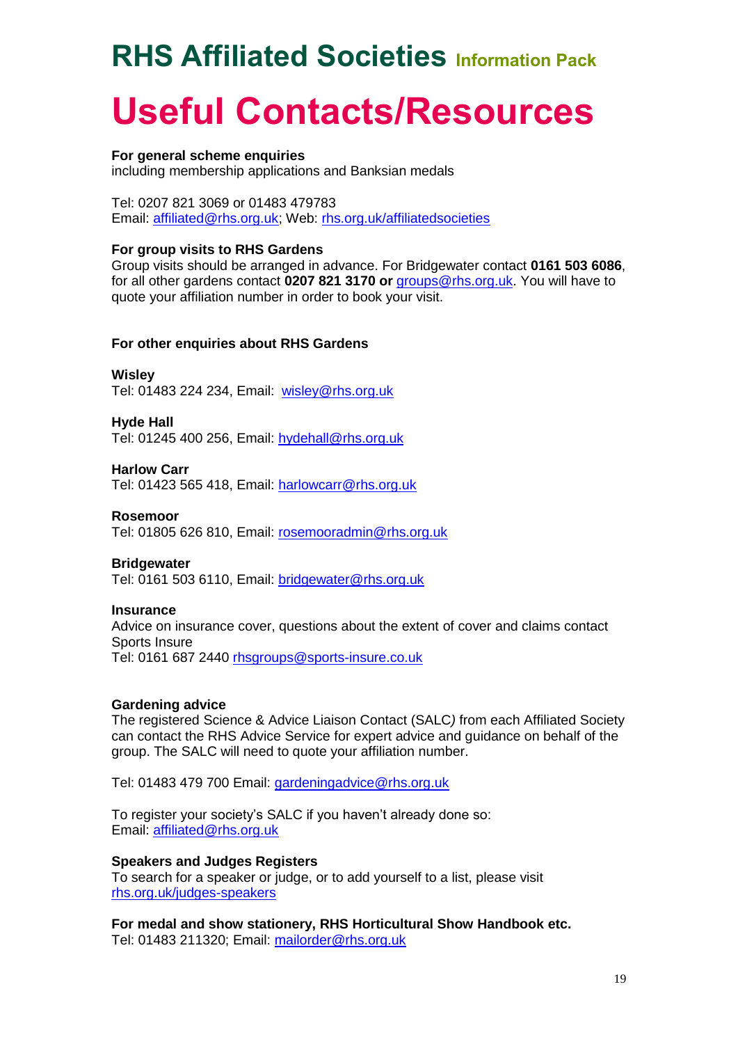# RHS Affiliated Societies Information Pack

# Useful Contacts/Resources

**For general scheme enquiries**
including membership applications and Banksian medals

Tel: 0207 821 3069 or 01483 479783
Email: affiliated@rhs.org.uk; Web: rhs.org.uk/affiliatedsocieties

**For group visits to RHS Gardens**
Group visits should be arranged in advance. For Bridgewater contact **0161 503 6086**, for all other gardens contact **0207 821 3170 or** groups@rhs.org.uk. You will have to quote your affiliation number in order to book your visit.

**For other enquiries about RHS Gardens**

**Wisley**
Tel: 01483 224 234, Email: wisley@rhs.org.uk

**Hyde Hall**
Tel: 01245 400 256, Email: hydehall@rhs.org.uk

**Harlow Carr**
Tel: 01423 565 418, Email: harlowcarr@rhs.org.uk

**Rosemoor**
Tel: 01805 626 810, Email: rosemooradmin@rhs.org.uk

**Bridgewater**
Tel: 0161 503 6110, Email: bridgewater@rhs.org.uk

**Insurance**
Advice on insurance cover, questions about the extent of cover and claims contact Sports Insure
Tel: 0161 687 2440 rhsgroups@sports-insure.co.uk

**Gardening advice**
The registered Science & Advice Liaison Contact (SALC) from each Affiliated Society can contact the RHS Advice Service for expert advice and guidance on behalf of the group. The SALC will need to quote your affiliation number.

Tel: 01483 479 700 Email: gardeningadvice@rhs.org.uk

To register your society's SALC if you haven't already done so:
Email: affiliated@rhs.org.uk

**Speakers and Judges Registers**
To search for a speaker or judge, or to add yourself to a list, please visit rhs.org.uk/judges-speakers

**For medal and show stationery, RHS Horticultural Show Handbook etc.**
Tel: 01483 211320; Email: mailorder@rhs.org.uk